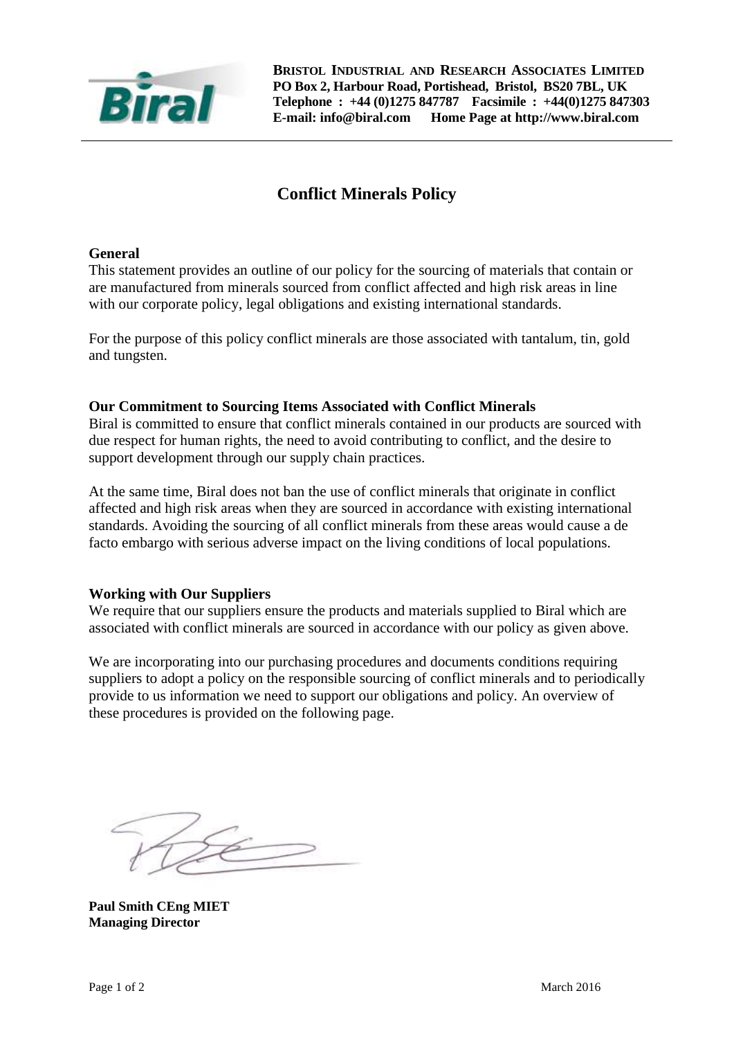**Bristol Industrial and Research Associates Limited**
**PO Box 2, Harbour Road, Portishead, Bristol, BS20 7BL, UK**
**Telephone : +44 (0)1275 847787 Facsimile : +44(0)1275 847303**
**E-mail: info@biral.com Home Page at http://www.biral.com**

# Conflict Minerals Policy

### General

This statement provides an outline of our policy for the sourcing of materials that contain or are manufactured from minerals sourced from conflict affected and high risk areas in line with our corporate policy, legal obligations and existing international standards.

For the purpose of this policy conflict minerals are those associated with tantalum, tin, gold and tungsten.

### Our Commitment to Sourcing Items Associated with Conflict Minerals

Biral is committed to ensure that conflict minerals contained in our products are sourced with due respect for human rights, the need to avoid contributing to conflict, and the desire to support development through our supply chain practices.

At the same time, Biral does not ban the use of conflict minerals that originate in conflict affected and high risk areas when they are sourced in accordance with existing international standards. Avoiding the sourcing of all conflict minerals from these areas would cause a de facto embargo with serious adverse impact on the living conditions of local populations.

### Working with Our Suppliers

We require that our suppliers ensure the products and materials supplied to Biral which are associated with conflict minerals are sourced in accordance with our policy as given above.

We are incorporating into our purchasing procedures and documents conditions requiring suppliers to adopt a policy on the responsible sourcing of conflict minerals and to periodically provide to us information we need to support our obligations and policy. An overview of these procedures is provided on the following page.

**Paul Smith CEng MIET**
**Managing Director**

March 2016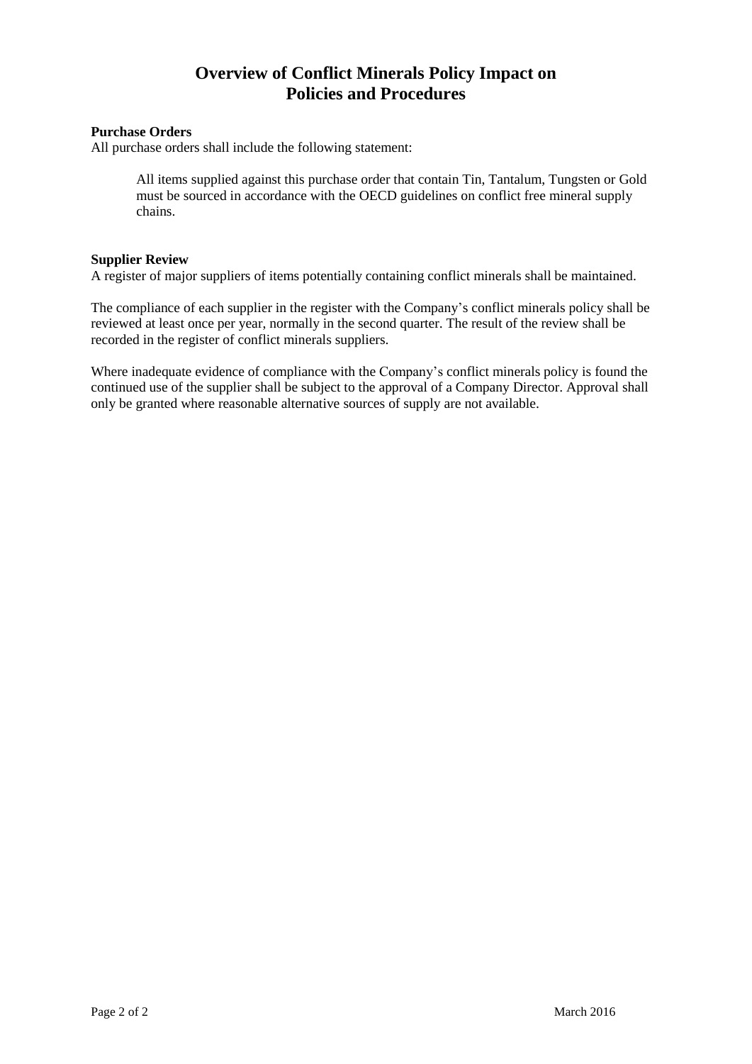# Overview of Conflict Minerals Policy Impact on Policies and Procedures

**Purchase Orders**

All purchase orders shall include the following statement:

> All items supplied against this purchase order that contain Tin, Tantalum, Tungsten or Gold must be sourced in accordance with the OECD guidelines on conflict free mineral supply chains.

**Supplier Review**

A register of major suppliers of items potentially containing conflict minerals shall be maintained.

The compliance of each supplier in the register with the Company's conflict minerals policy shall be reviewed at least once per year, normally in the second quarter. The result of the review shall be recorded in the register of conflict minerals suppliers.

Where inadequate evidence of compliance with the Company's conflict minerals policy is found the continued use of the supplier shall be subject to the approval of a Company Director. Approval shall only be granted where reasonable alternative sources of supply are not available.